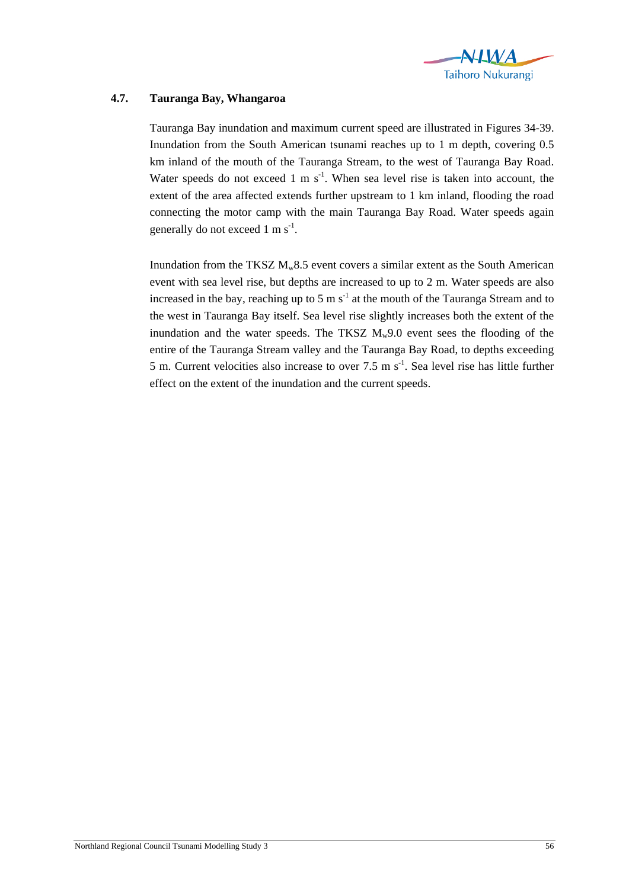## 4.7. Tauranga Bay, Whangaroa

Tauranga Bay inundation and maximum current speed are illustrated in Figures 34-39. Inundation from the South American tsunami reaches up to 1 m depth, covering 0.5 km inland of the mouth of the Tauranga Stream, to the west of Tauranga Bay Road. Water speeds do not exceed 1 m $s^{-1}$. When sea level rise is taken into account, the extent of the area affected extends further upstream to 1 km inland, flooding the road connecting the motor camp with the main Tauranga Bay Road. Water speeds again generally do not exceed 1 m $s^{-1}$.

Inundation from the TKSZ $M_w$8.5 event covers a similar extent as the South American event with sea level rise, but depths are increased to up to 2 m. Water speeds are also increased in the bay, reaching up to 5 m $s^{-1}$ at the mouth of the Tauranga Stream and to the west in Tauranga Bay itself. Sea level rise slightly increases both the extent of the inundation and the water speeds. The TKSZ $M_w$9.0 event sees the flooding of the entire of the Tauranga Stream valley and the Tauranga Bay Road, to depths exceeding 5 m. Current velocities also increase to over 7.5 m $s^{-1}$. Sea level rise has little further effect on the extent of the inundation and the current speeds.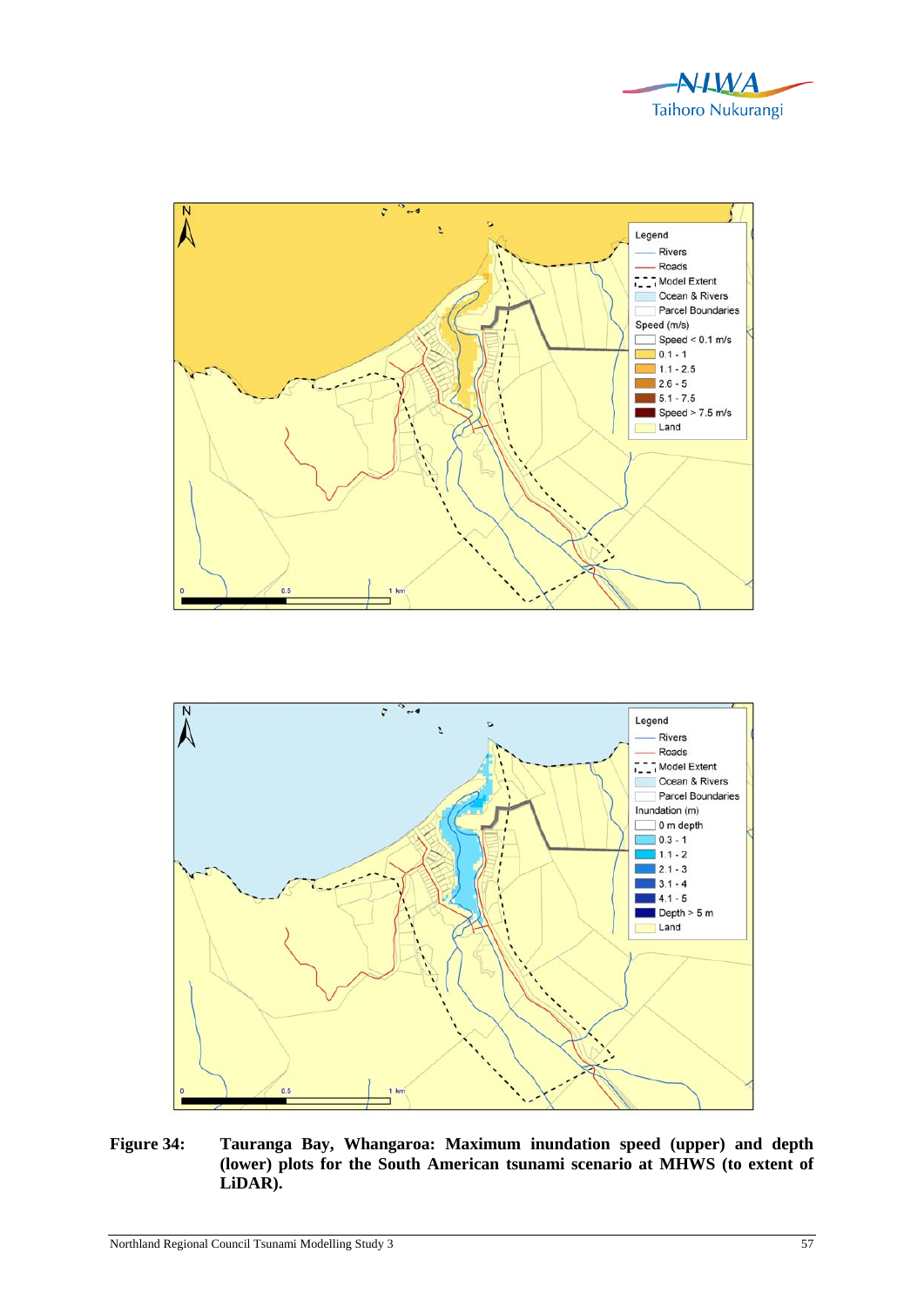**Figure 34: Tauranga Bay, Whangaroa: Maximum inundation speed (upper) and depth (lower) plots for the South American tsunami scenario at MHWS (to extent of LiDAR).**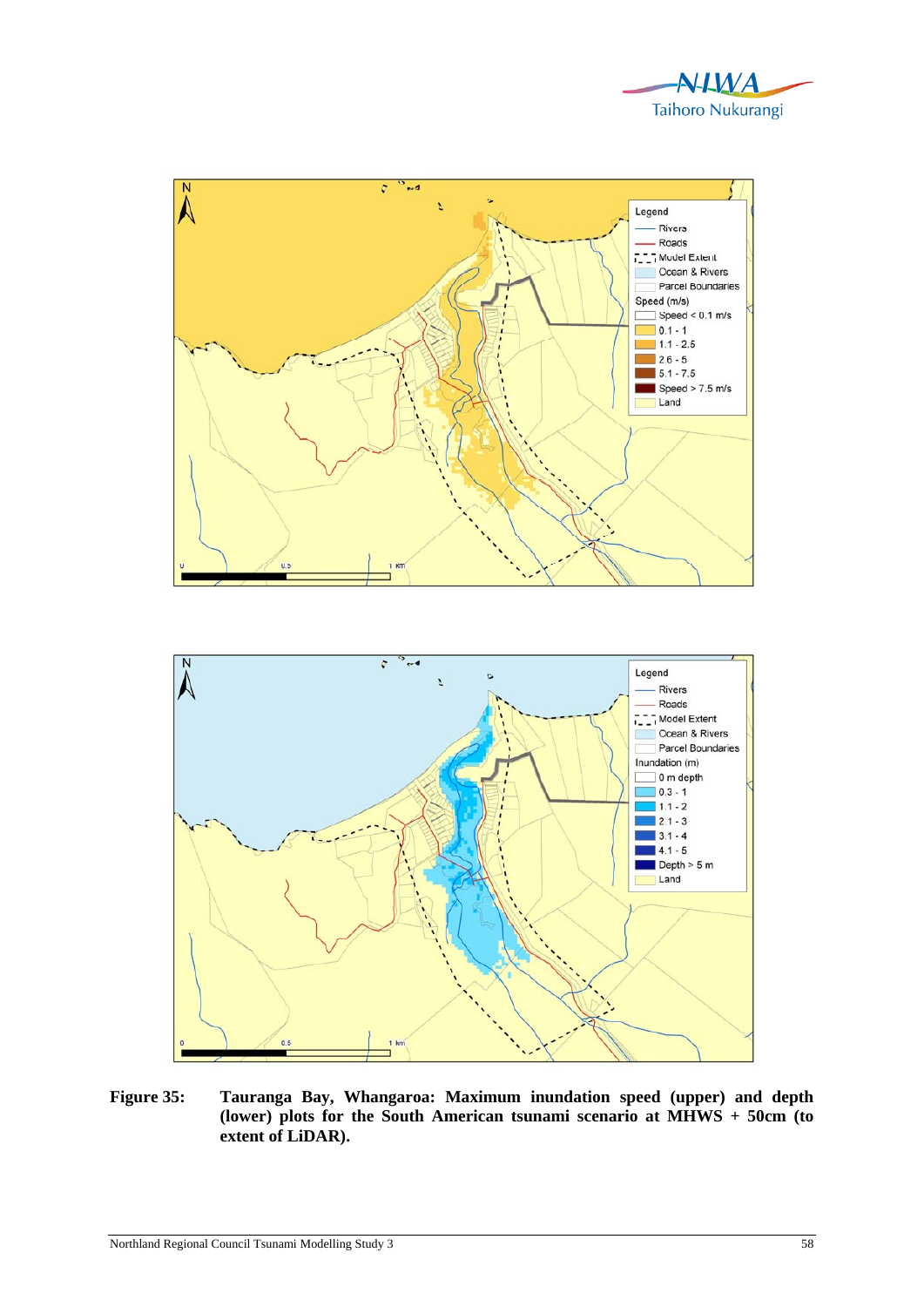**Figure 35: Tauranga Bay, Whangaroa: Maximum inundation speed (upper) and depth (lower) plots for the South American tsunami scenario at MHWS + 50cm (to extent of LiDAR).**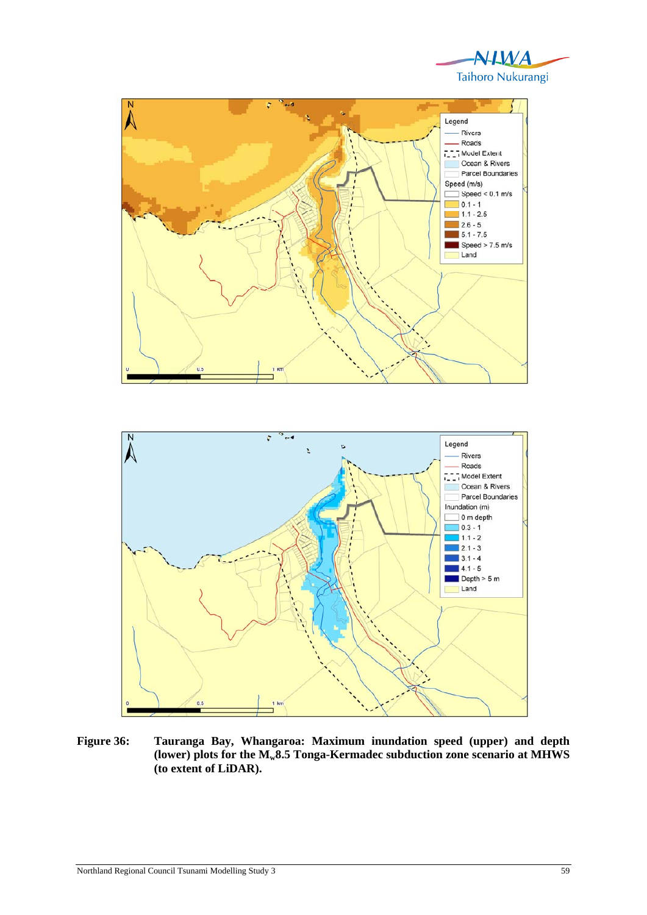**Figure 36: Tauranga Bay, Whangaroa: Maximum inundation speed (upper) and depth (lower) plots for the $M_w$8.5 Tonga-Kermadec subduction zone scenario at MHWS (to extent of LiDAR).**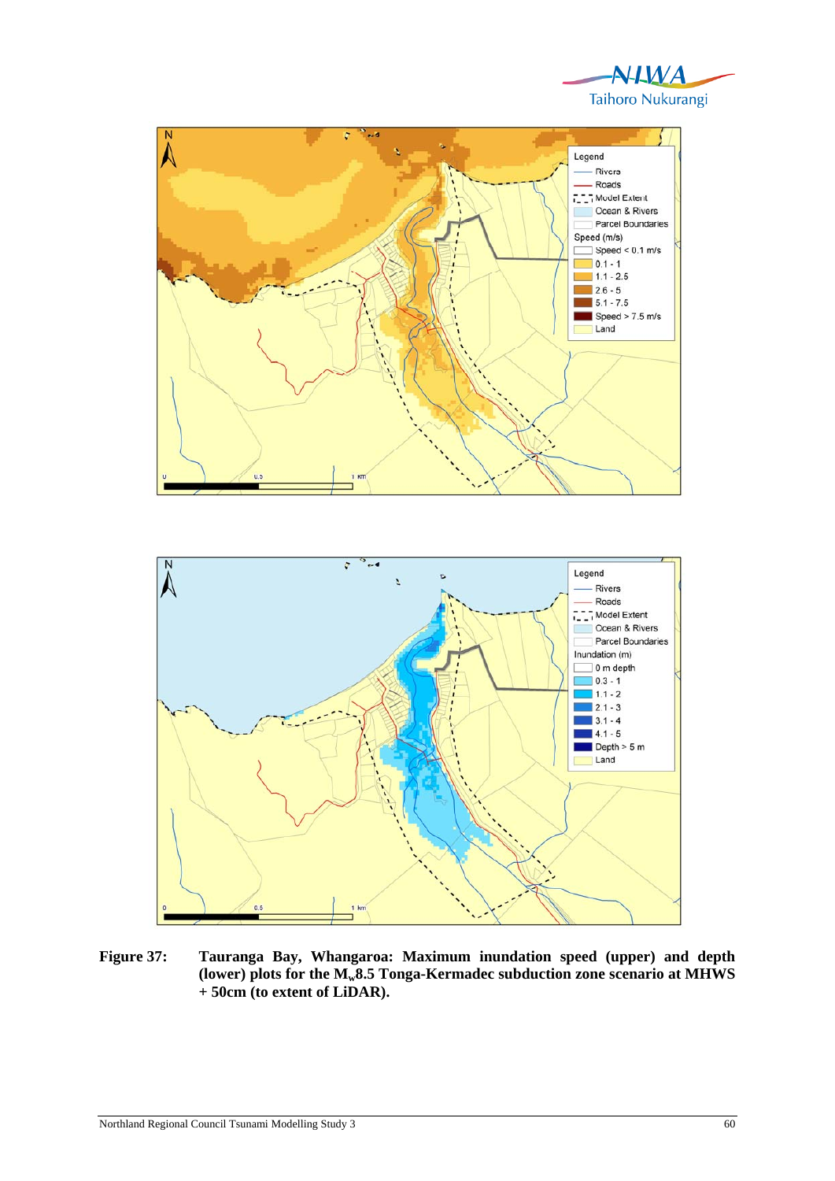**Figure 37: Tauranga Bay, Whangaroa: Maximum inundation speed (upper) and depth (lower) plots for the $M_w$8.5 Tonga-Kermadec subduction zone scenario at MHWS + 50cm (to extent of LiDAR).**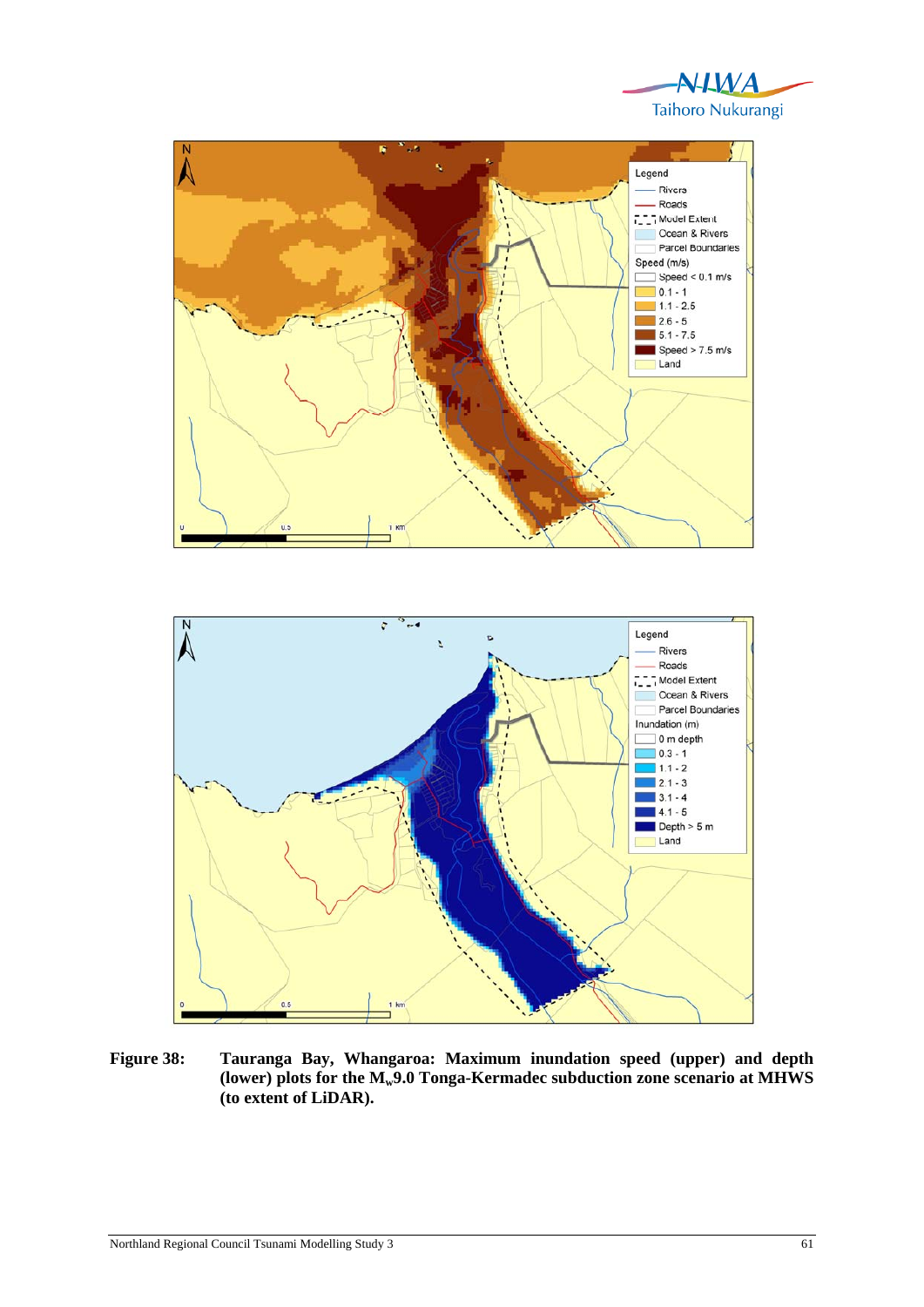**Figure 38:** **Tauranga Bay, Whangaroa: Maximum inundation speed (upper) and depth (lower) plots for the $M_w$9.0 Tonga-Kermadec subduction zone scenario at MHWS (to extent of LiDAR).**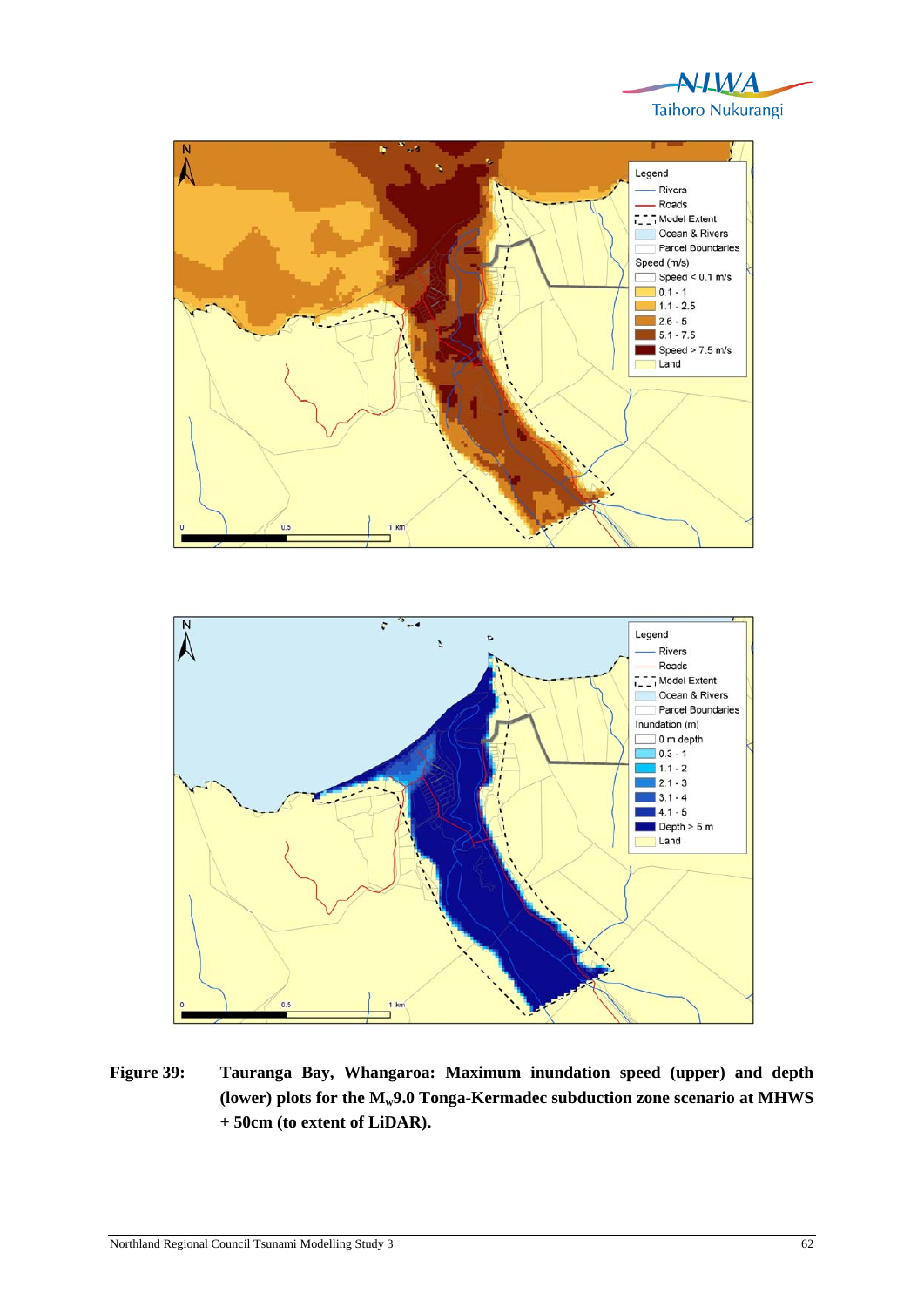Legend
Rivers
Roads
Model Extent
Ocean & Rivers
Parcel Boundaries
Speed (m/s)
Speed < 0.1 m/s
0.1 - 1
1.1 - 2.5
2.6 - 5
5.1 - 7.5
Speed > 7.5 m/s
Land

0 0.5 1 km

Legend
Rivers
Roads
Model Extent
Ocean & Rivers
Parcel Boundaries
Inundation (m)
0 m depth
0.3 - 1
1.1 - 2
2.1 - 3
3.1 - 4
4.1 - 5
Depth > 5 m
Land

0 0.5 1 km

**Figure 39: Tauranga Bay, Whangaroa: Maximum inundation speed (upper) and depth (lower) plots for the $M_w$9.0 Tonga-Kermadec subduction zone scenario at MHWS + 50cm (to extent of LiDAR).**